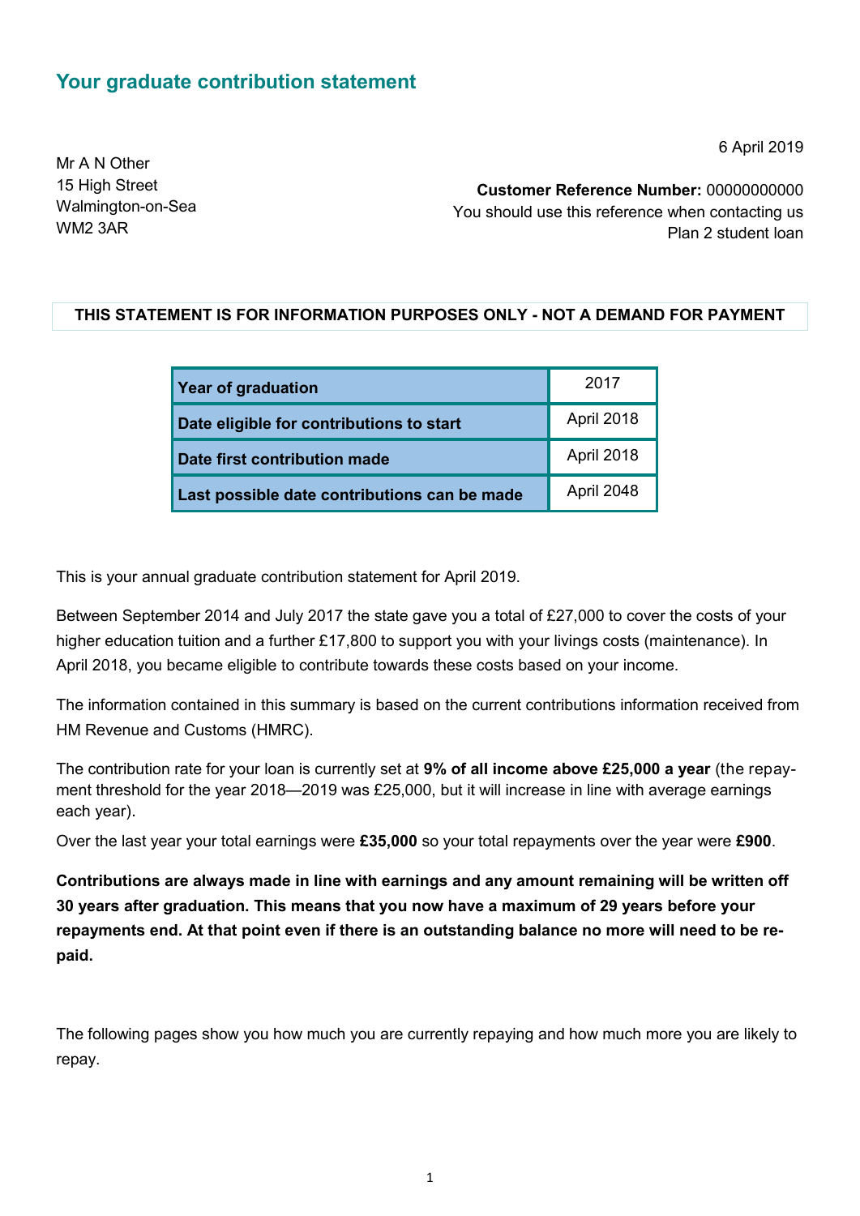## Your graduate contribution statement

6 April 2019

Mr A N Other
15 High Street
Walmington-on-Sea
WM2 3AR

**Customer Reference Number:** 00000000000
You should use this reference when contacting us
Plan 2 student loan

**THIS STATEMENT IS FOR INFORMATION PURPOSES ONLY - NOT A DEMAND FOR PAYMENT**

| | |
|---|---|
| **Year of graduation** | 2017 |
| **Date eligible for contributions to start** | April 2018 |
| **Date first contribution made** | April 2018 |
| **Last possible date contributions can be made** | April 2048 |

This is your annual graduate contribution statement for April 2019.

Between September 2014 and July 2017 the state gave you a total of £27,000 to cover the costs of your higher education tuition and a further £17,800 to support you with your livings costs (maintenance). In April 2018, you became eligible to contribute towards these costs based on your income.

The information contained in this summary is based on the current contributions information received from HM Revenue and Customs (HMRC).

The contribution rate for your loan is currently set at **9% of all income above £25,000 a year** (the repayment threshold for the year 2018—2019 was £25,000, but it will increase in line with average earnings each year).

Over the last year your total earnings were **£35,000** so your total repayments over the year were **£900**.

**Contributions are always made in line with earnings and any amount remaining will be written off 30 years after graduation. This means that you now have a maximum of 29 years before your repayments end. At that point even if there is an outstanding balance no more will need to be repaid.**

The following pages show you how much you are currently repaying and how much more you are likely to repay.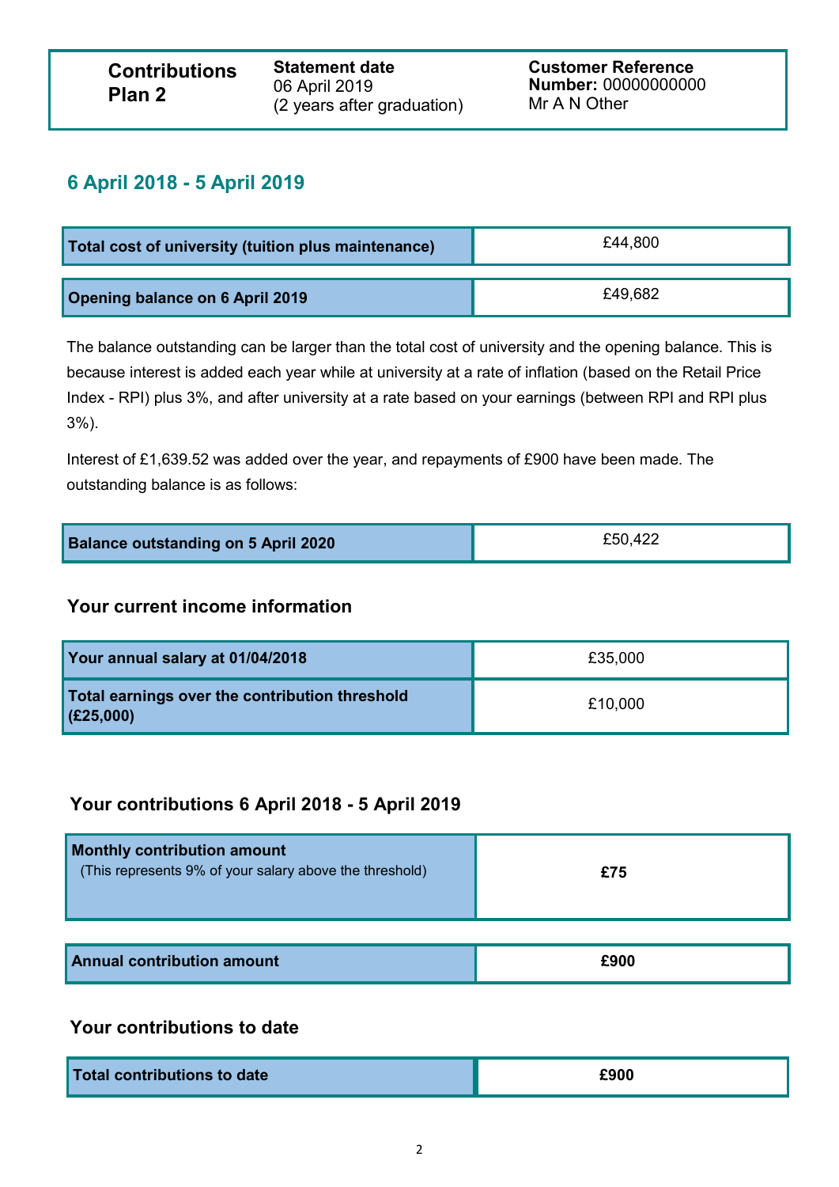| **Contributions Plan 2** | **Statement date** 06 April 2019 (2 years after graduation) | **Customer Reference Number:** 00000000000 Mr A N Other |
|---|---|---|

## 6 April 2018 - 5 April 2019

| | |
|---|---|
| **Total cost of university (tuition plus maintenance)** | £44,800 |

| | |
|---|---|
| **Opening balance on 6 April 2019** | £49,682 |

The balance outstanding can be larger than the total cost of university and the opening balance. This is because interest is added each year while at university at a rate of inflation (based on the Retail Price Index - RPI) plus 3%, and after university at a rate based on your earnings (between RPI and RPI plus 3%).

Interest of £1,639.52 was added over the year, and repayments of £900 have been made. The outstanding balance is as follows:

| | |
|---|---|
| **Balance outstanding on 5 April 2020** | £50,422 |

### Your current income information

| | |
|---|---|
| **Your annual salary at 01/04/2018** | £35,000 |
| **Total earnings over the contribution threshold (£25,000)** | £10,000 |

### Your contributions 6 April 2018 - 5 April 2019

| | |
|---|---|
| **Monthly contribution amount** (This represents 9% of your salary above the threshold) | **£75** |

| | |
|---|---|
| **Annual contribution amount** | **£900** |

### Your contributions to date

| | |
|---|---|
| **Total contributions to date** | **£900** |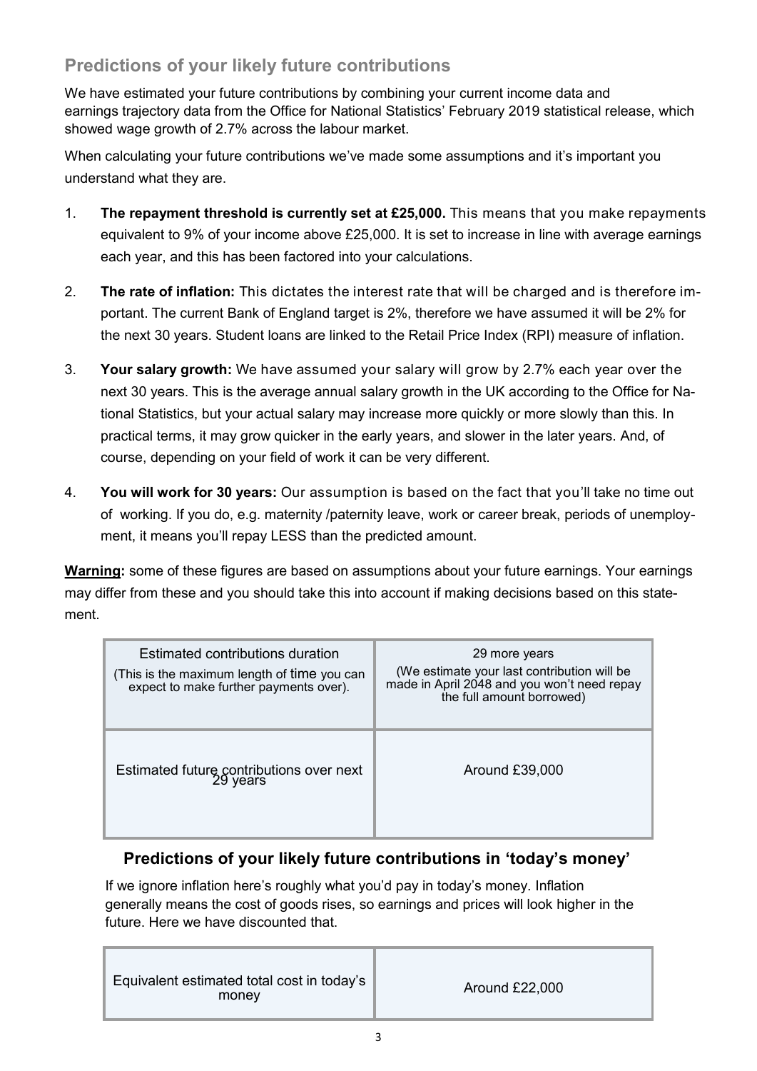## Predictions of your likely future contributions

We have estimated your future contributions by combining your current income data and earnings trajectory data from the Office for National Statistics' February 2019 statistical release, which showed wage growth of 2.7% across the labour market.

When calculating your future contributions we've made some assumptions and it's important you understand what they are.

1. **The repayment threshold is currently set at £25,000.** This means that you make repayments equivalent to 9% of your income above £25,000. It is set to increase in line with average earnings each year, and this has been factored into your calculations.

2. **The rate of inflation:** This dictates the interest rate that will be charged and is therefore important. The current Bank of England target is 2%, therefore we have assumed it will be 2% for the next 30 years. Student loans are linked to the Retail Price Index (RPI) measure of inflation.

3. **Your salary growth:** We have assumed your salary will grow by 2.7% each year over the next 30 years. This is the average annual salary growth in the UK according to the Office for National Statistics, but your actual salary may increase more quickly or more slowly than this. In practical terms, it may grow quicker in the early years, and slower in the later years. And, of course, depending on your field of work it can be very different.

4. **You will work for 30 years:** Our assumption is based on the fact that you'll take no time out of working. If you do, e.g. maternity /paternity leave, work or career break, periods of unemployment, it means you'll repay LESS than the predicted amount.

**Warning:** some of these figures are based on assumptions about your future earnings. Your earnings may differ from these and you should take this into account if making decisions based on this statement.

| | |
|---|---|
| Estimated contributions duration (This is the maximum length of time you can expect to make further payments over). | 29 more years (We estimate your last contribution will be made in April 2048 and you won't need repay the full amount borrowed) |
| Estimated future contributions over next 29 years | Around £39,000 |

### Predictions of your likely future contributions in 'today's money'

If we ignore inflation here's roughly what you'd pay in today's money. Inflation generally means the cost of goods rises, so earnings and prices will look higher in the future. Here we have discounted that.

| | |
|---|---|
| Equivalent estimated total cost in today's money | Around £22,000 |